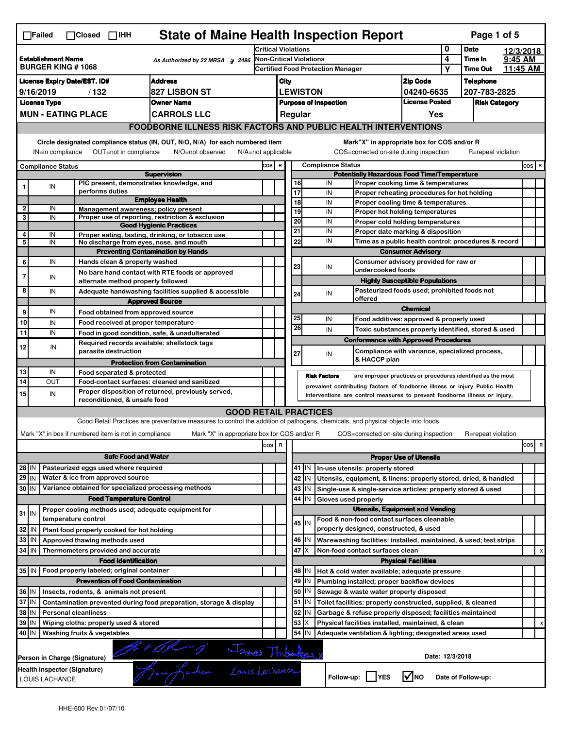☐Failed ☐Closed ☐IHH

# State of Maine Health Inspection Report

| Establishment Name | As Authorized by 22 MRSA § 2496 | Critical Violations | 0 | Date | 12/3/2018 |
|---|---|---|---|---|---|
| BURGER KING # 1068 | | Non-Critical Violations | 4 | Time In | 9:45 AM |
| | | Certified Food Protection Manager | Y | Time Out | 11:45 AM |

| License Expiry Date/EST. ID# | Address | City | Zip Code | Telephone |
|---|---|---|---|---|
| 9/16/2019 / 132 | 827 LISBON ST | LEWISTON | 04240-6635 | 207-783-2825 |

| License Type | Owner Name | Purpose of Inspection | License Posted | Risk Category |
|---|---|---|---|---|
| MUN - EATING PLACE | CARROLS LLC | Regular | Yes | |

## FOODBORNE ILLNESS RISK FACTORS AND PUBLIC HEALTH INTERVENTIONS

Circle designated compliance status (IN, OUT, N/O, N/A) for each numbered item
IN=in compliance OUT=not in compliance N/O=not observed N/A=not applicable

Mark"X" in appropriate box for COS and/or R
COS=corrected on-site during inspection R=repeat violation

| # | Compliance Status | Item | COS | R |
|---|---|---|---|---|
| | | **Supervision** | | |
| 1 | IN | PIC present, demonstrates knowledge, and performs duties | | |
| | | **Employee Health** | | |
| 2 | IN | Management awareness; policy present | | |
| 3 | IN | Proper use of reporting, restriction & exclusion | | |
| | | **Good Hygienic Practices** | | |
| 4 | IN | Proper eating, tasting, drinking, or tobacco use | | |
| 5 | IN | No discharge from eyes, nose, and mouth | | |
| | | **Preventing Contamination by Hands** | | |
| 6 | IN | Hands clean & properly washed | | |
| 7 | IN | No bare hand contact with RTE foods or approved alternate method properly followed | | |
| 8 | IN | Adequate handwashing facilities supplied & accessible | | |
| | | **Approved Source** | | |
| 9 | IN | Food obtained from approved source | | |
| 10 | IN | Food received at proper temperature | | |
| 11 | IN | Food in good condition, safe, & unadulterated | | |
| 12 | IN | Required records available: shellstock tags parasite destruction | | |
| | | **Protection from Contamination** | | |
| 13 | IN | Food separated & protected | | |
| 14 | OUT | Food-contact surfaces: cleaned and sanitized | | |
| 15 | IN | Proper disposition of returned, previously served, reconditioned, & unsafe food | | |
| | | **Potentially Hazardous Food Time/Temperature** | | |
| 16 | IN | Proper cooking time & temperatures | | |
| 17 | IN | Proper reheating procedures for hot holding | | |
| 18 | IN | Proper cooling time & temperatures | | |
| 19 | IN | Proper hot holding temperatures | | |
| 20 | IN | Proper cold holding temperatures | | |
| 21 | IN | Proper date marking & disposition | | |
| 22 | IN | Time as a public health control: procedures & record | | |
| | | **Consumer Advisory** | | |
| 23 | IN | Consumer advisory provided for raw or undercooked foods | | |
| | | **Highly Susceptible Populations** | | |
| 24 | IN | Pasteurized foods used; prohibited foods not offered | | |
| | | **Chemical** | | |
| 25 | IN | Food additives: approved & properly used | | |
| 26 | IN | Toxic substances properly identified, stored & used | | |
| | | **Conformance with Approved Procedures** | | |
| 27 | IN | Compliance with variance, specialized process, & HACCP plan | | |

**Risk Factors** are improper practices or procedures identified as the most prevalent contributing factors of foodborne illness or injury. Public Health Interventions are control measures to prevent foodborne illness or injury.

## GOOD RETAIL PRACTICES

Good Retail Practices are preventative measures to control the addition of pathogens, chemicals, and physical objects into foods.

Mark "X" in box if numbered item is not in compliance Mark "X" in appropriate box for COS and/or R COS=corrected on-site during inspection R=repeat violation

| # | Status | Item | COS | R |
|---|---|---|---|---|
| | | **Safe Food and Water** | | |
| 28 | IN | Pasteurized eggs used where required | | |
| 29 | IN | Water & ice from approved source | | |
| 30 | IN | Variance obtained for specialized processing methods | | |
| | | **Food Temperature Control** | | |
| 31 | IN | Proper cooling methods used; adequate equipment for temperature control | | |
| 32 | IN | Plant food properly cooked for hot holding | | |
| 33 | IN | Approved thawing methods used | | |
| 34 | IN | Thermometers provided and accurate | | |
| | | **Food Identification** | | |
| 35 | IN | Food properly labeled; original container | | |
| | | **Prevention of Food Contamination** | | |
| 36 | IN | Insects, rodents, & animals not present | | |
| 37 | IN | Contamination prevented during food preparation, storage & display | | |
| 38 | IN | Personal cleanliness | | |
| 39 | IN | Wiping cloths: properly used & stored | | |
| 40 | IN | Washing fruits & vegetables | | |
| | | **Proper Use of Utensils** | | |
| 41 | IN | In-use utensils: properly stored | | |
| 42 | IN | Utensils, equipment, & linens: properly stored, dried, & handled | | |
| 43 | IN | Single-use & single-service articles: properly stored & used | | |
| 44 | IN | Gloves used properly | | |
| | | **Utensils, Equipment and Vending** | | |
| 45 | IN | Food & non-food contact surfaces cleanable, properly designed, constructed, & used | | |
| 46 | IN | Warewashing facilities: installed, maintained, & used; test strips | | |
| 47 | X | Non-food contact surfaces clean | | x |
| | | **Physical Facilities** | | |
| 48 | IN | Hot & cold water available; adequate pressure | | |
| 49 | IN | Plumbing installed; proper backflow devices | | |
| 50 | IN | Sewage & waste water properly disposed | | |
| 51 | IN | Toilet facilities: properly constructed, supplied, & cleaned | | |
| 52 | IN | Garbage & refuse properly disposed; facilities maintained | | |
| 53 | X | Physical facilities installed, maintained, & clean | | x |
| 54 | IN | Adequate ventilation & lighting; designated areas used | | |

Person in Charge (Signature): James Thibodeau Date: 12/3/2018

Health Inspector (Signature): LOUIS LACHANCE

Follow-up: ☐ YES ☑ NO Date of Follow-up:

HHE-600 Rev.01/07/10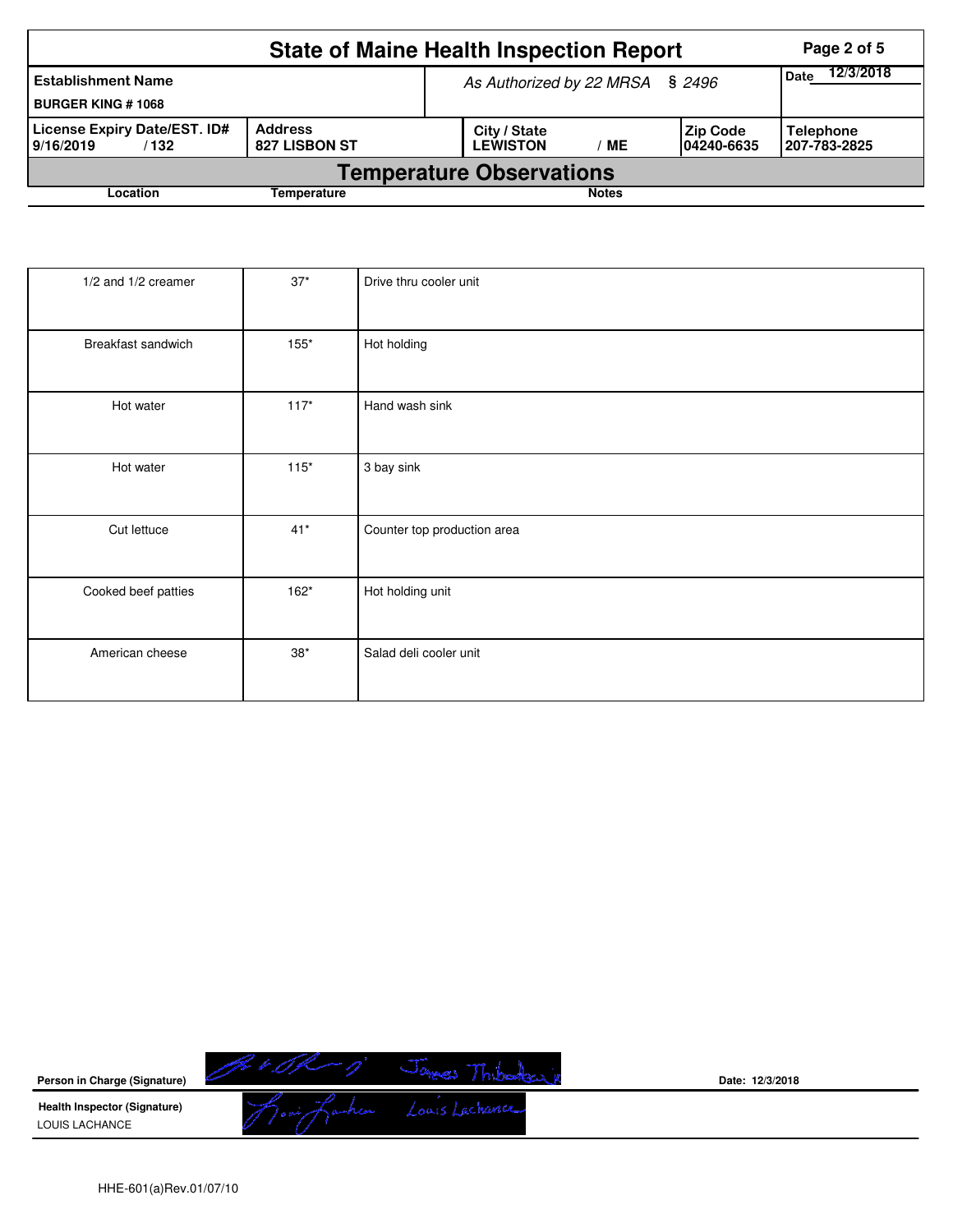# State of Maine Health Inspection Report

| Establishment Name | As Authorized by 22 MRSA § 2496 | | | Date 12/3/2018 |
|---|---|---|---|---|
| BURGER KING # 1068 | | | | |
| **License Expiry Date/EST. ID#** 9/16/2019 / 132 | **Address** 827 LISBON ST | **City / State** LEWISTON / ME | **Zip Code** 04240-6635 | **Telephone** 207-783-2825 |

## Temperature Observations

| Location | Temperature | Notes |
|---|---|---|
| 1/2 and 1/2 creamer | 37* | Drive thru cooler unit |
| Breakfast sandwich | 155* | Hot holding |
| Hot water | 117* | Hand wash sink |
| Hot water | 115* | 3 bay sink |
| Cut lettuce | 41* | Counter top production area |
| Cooked beef patties | 162* | Hot holding unit |
| American cheese | 38* | Salad deli cooler unit |

**Person in Charge (Signature)** James Thibodeau

Date: 12/3/2018

**Health Inspector (Signature)**
LOUIS LACHANCE

HHE-601(a)Rev.01/07/10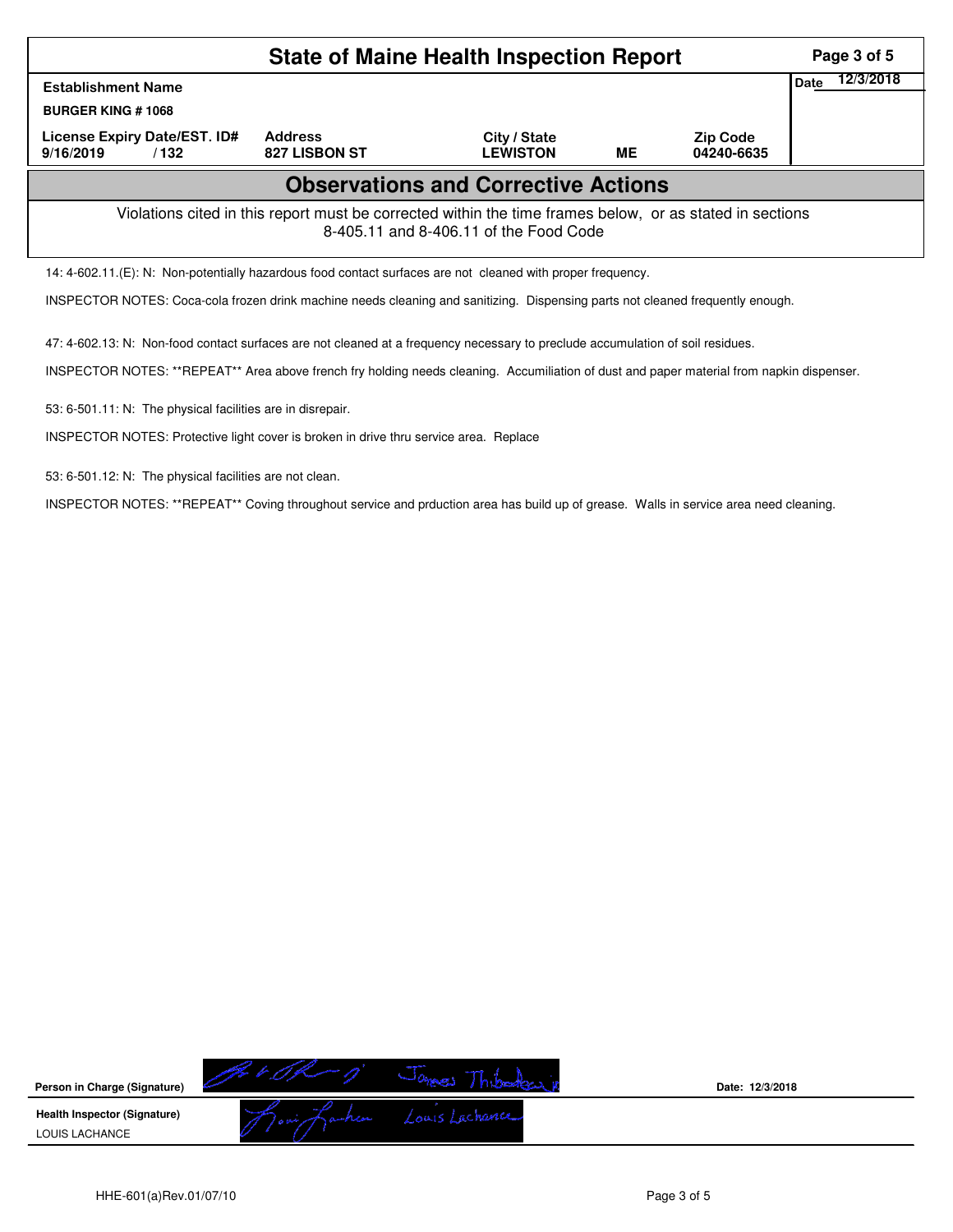# State of Maine Health Inspection Report

| Establishment Name | | | | | Date 12/3/2018 |
|---|---|---|---|---|---|
| BURGER KING # 1068 | | | | | |
| License Expiry Date/EST. ID# | Address | City / State | | Zip Code | |
| 9/16/2019 / 132 | 827 LISBON ST | LEWISTON | ME | 04240-6635 | |

## Observations and Corrective Actions

Violations cited in this report must be corrected within the time frames below, or as stated in sections 8-405.11 and 8-406.11 of the Food Code

14: 4-602.11.(E): N: Non-potentially hazardous food contact surfaces are not cleaned with proper frequency.

INSPECTOR NOTES: Coca-cola frozen drink machine needs cleaning and sanitizing. Dispensing parts not cleaned frequently enough.

47: 4-602.13: N: Non-food contact surfaces are not cleaned at a frequency necessary to preclude accumulation of soil residues.

INSPECTOR NOTES: **REPEAT** Area above french fry holding needs cleaning. Accumiliation of dust and paper material from napkin dispenser.

53: 6-501.11: N: The physical facilities are in disrepair.

INSPECTOR NOTES: Protective light cover is broken in drive thru service area. Replace

53: 6-501.12: N: The physical facilities are not clean.

INSPECTOR NOTES: **REPEAT** Coving throughout service and prduction area has build up of grease. Walls in service area need cleaning.

Person in Charge (Signature) James Thibodeau Date: 12/3/2018

Health Inspector (Signature) Louis Lachance

LOUIS LACHANCE

HHE-601(a)Rev.01/07/10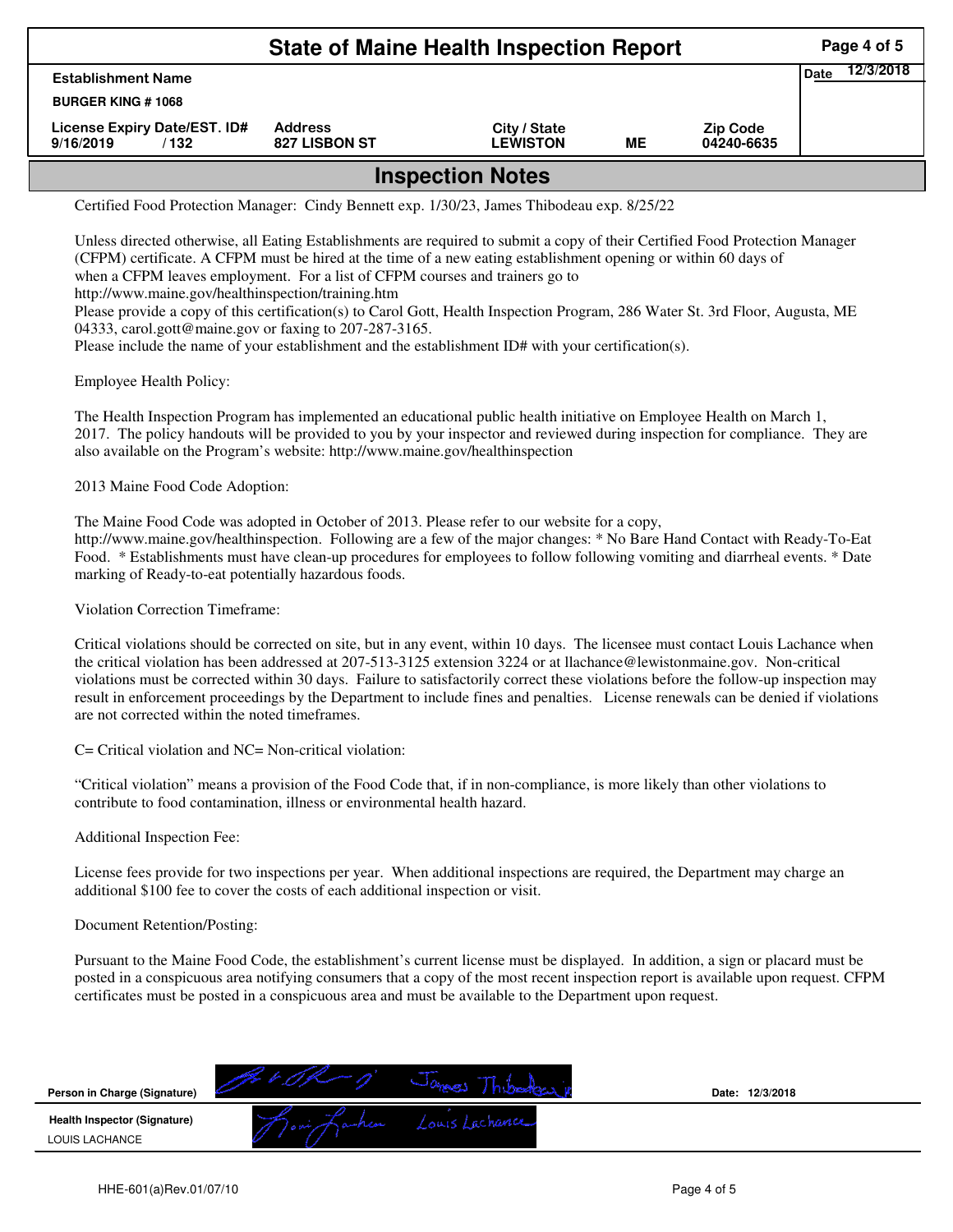# State of Maine Health Inspection Report

| Establishment Name | | | | | Date 12/3/2018 |
|---|---|---|---|---|---|
| BURGER KING # 1068 | | | | | |
| License Expiry Date/EST. ID# | Address | City / State | | Zip Code | |
| 9/16/2019 / 132 | 827 LISBON ST | LEWISTON | ME | 04240-6635 | |

## Inspection Notes

Certified Food Protection Manager: Cindy Bennett exp. 1/30/23, James Thibodeau exp. 8/25/22

Unless directed otherwise, all Eating Establishments are required to submit a copy of their Certified Food Protection Manager (CFPM) certificate. A CFPM must be hired at the time of a new eating establishment opening or within 60 days of when a CFPM leaves employment. For a list of CFPM courses and trainers go to http://www.maine.gov/healthinspection/training.htm
Please provide a copy of this certification(s) to Carol Gott, Health Inspection Program, 286 Water St. 3rd Floor, Augusta, ME 04333, carol.gott@maine.gov or faxing to 207-287-3165.
Please include the name of your establishment and the establishment ID# with your certification(s).

Employee Health Policy:

The Health Inspection Program has implemented an educational public health initiative on Employee Health on March 1, 2017. The policy handouts will be provided to you by your inspector and reviewed during inspection for compliance. They are also available on the Program's website: http://www.maine.gov/healthinspection

2013 Maine Food Code Adoption:

The Maine Food Code was adopted in October of 2013. Please refer to our website for a copy, http://www.maine.gov/healthinspection. Following are a few of the major changes: * No Bare Hand Contact with Ready-To-Eat Food. * Establishments must have clean-up procedures for employees to follow following vomiting and diarrheal events. * Date marking of Ready-to-eat potentially hazardous foods.

Violation Correction Timeframe:

Critical violations should be corrected on site, but in any event, within 10 days. The licensee must contact Louis Lachance when the critical violation has been addressed at 207-513-3125 extension 3224 or at llachance@lewistonmaine.gov. Non-critical violations must be corrected within 30 days. Failure to satisfactorily correct these violations before the follow-up inspection may result in enforcement proceedings by the Department to include fines and penalties. License renewals can be denied if violations are not corrected within the noted timeframes.

C= Critical violation and NC= Non-critical violation:

"Critical violation" means a provision of the Food Code that, if in non-compliance, is more likely than other violations to contribute to food contamination, illness or environmental health hazard.

Additional Inspection Fee:

License fees provide for two inspections per year. When additional inspections are required, the Department may charge an additional $100 fee to cover the costs of each additional inspection or visit.

Document Retention/Posting:

Pursuant to the Maine Food Code, the establishment's current license must be displayed. In addition, a sign or placard must be posted in a conspicuous area notifying consumers that a copy of the most recent inspection report is available upon request. CFPM certificates must be posted in a conspicuous area and must be available to the Department upon request.

| | | |
|---|---|---|
| Person in Charge (Signature) | James Thibodeau | Date: 12/3/2018 |
| Health Inspector (Signature) LOUIS LACHANCE | Louis Lachance | |

HHE-601(a)Rev.01/07/10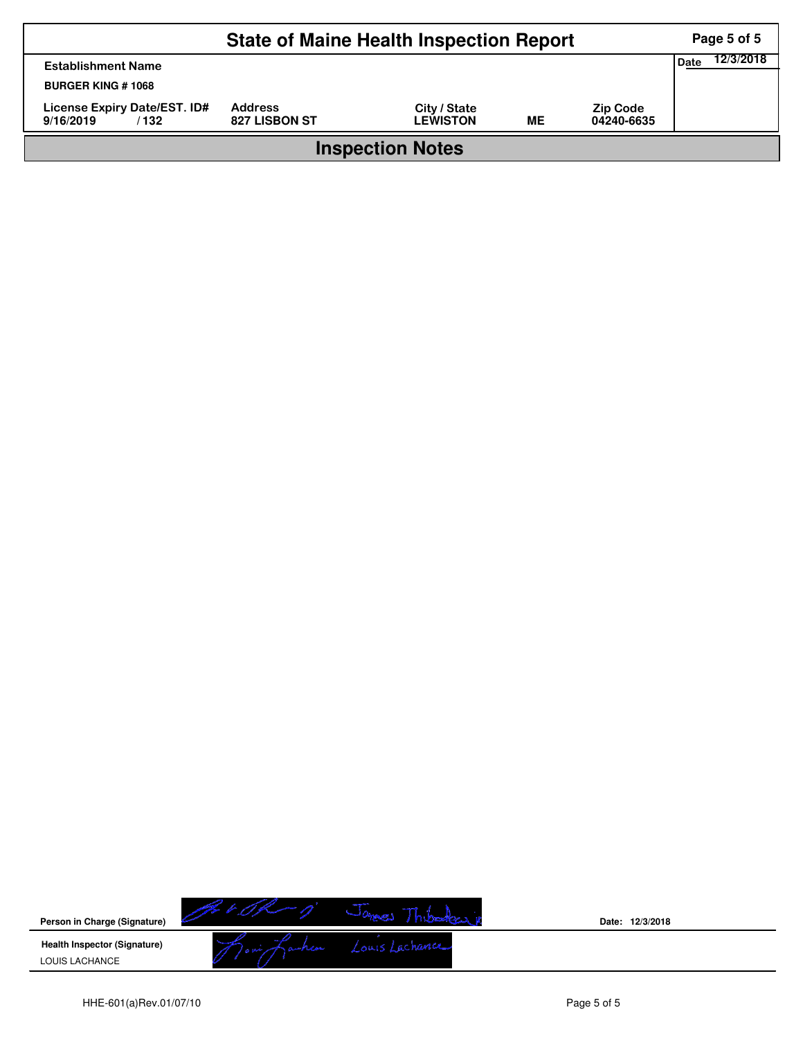# State of Maine Health Inspection Report

| Establishment Name | | | | | Date 12/3/2018 |
|---|---|---|---|---|---|
| BURGER KING # 1068 | | | | | |
| License Expiry Date/EST. ID# | Address | City / State | | Zip Code | |
| 9/16/2019 / 132 | 827 LISBON ST | LEWISTON | ME | 04240-6635 | |

## Inspection Notes

Person in Charge (Signature) James Thibodeau

Date: 12/3/2018

Health Inspector (Signature) Louis Lachance

LOUIS LACHANCE

HHE-601(a)Rev.01/07/10